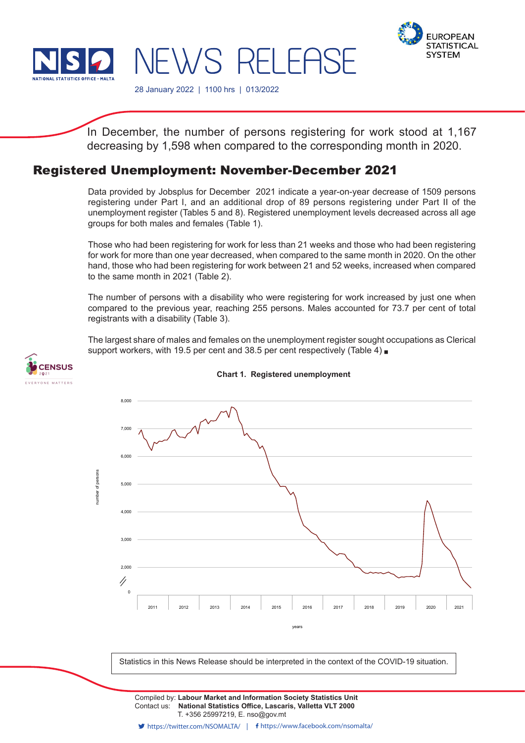# NEWS RELEASE

28 January 2022 | 1100 hrs | 013/2022

In December, the number of persons registering for work stood at 1,167 decreasing by 1,598 when compared to the corresponding month in 2020.

## Registered Unemployment: November-December 2021

Data provided by Jobsplus for December 2021 indicate a year-on-year decrease of 1509 persons registering under Part I, and an additional drop of 89 persons registering under Part II of the unemployment register (Tables 5 and 8). Registered unemployment levels decreased across all age groups for both males and females (Table 1).

Those who had been registering for work for less than 21 weeks and those who had been registering for work for more than one year decreased, when compared to the same month in 2020. On the other hand, those who had been registering for work between 21 and 52 weeks, increased when compared to the same month in 2021 (Table 2).

The number of persons with a disability who were registering for work increased by just one when compared to the previous year, reaching 255 persons. Males accounted for 73.7 per cent of total registrants with a disability (Table 3).

The largest share of males and females on the unemployment register sought occupations as Clerical support workers, with 19.5 per cent and 38.5 per cent respectively (Table 4) ■

**Chart 1. Registered unemployment**

Statistics in this News Release should be interpreted in the context of the COVID-19 situation.

Compiled by: **Labour Market and Information Society Statistics Unit**
Contact us: **National Statistics Office, Lascaris, Valletta VLT 2000**
T. +356 25997219, E. nso@gov.mt

https://twitter.com/NSOMALTA/ | https://www.facebook.com/nsomalta/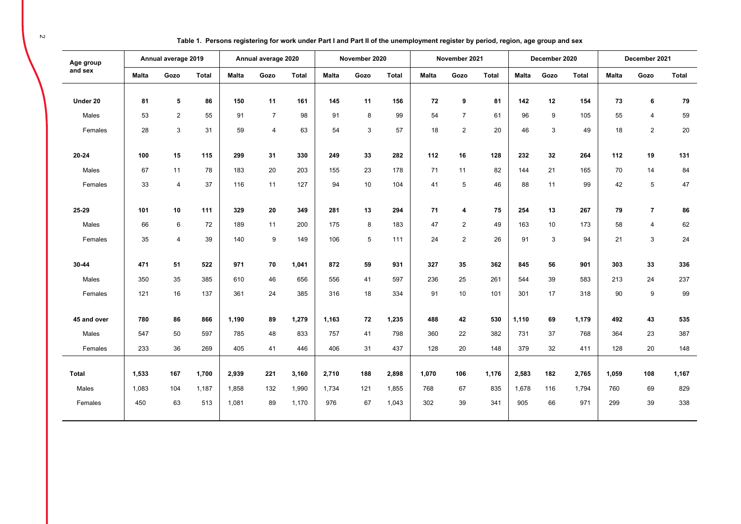**Table 1. Persons registering for work under Part I and Part II of the unemployment register by period, region, age group and sex**

| Age group and sex | Annual average 2019 | | | Annual average 2020 | | | November 2020 | | | November 2021 | | | December 2020 | | | December 2021 | | |
|---|---|---|---|---|---|---|---|---|---|---|---|---|---|---|---|---|---|---|
| | Malta | Gozo | Total | Malta | Gozo | Total | Malta | Gozo | Total | Malta | Gozo | Total | Malta | Gozo | Total | Malta | Gozo | Total |
| **Under 20** | **81** | **5** | **86** | **150** | **11** | **161** | **145** | **11** | **156** | **72** | **9** | **81** | **142** | **12** | **154** | **73** | **6** | **79** |
| Males | 53 | 2 | 55 | 91 | 7 | 98 | 91 | 8 | 99 | 54 | 7 | 61 | 96 | 9 | 105 | 55 | 4 | 59 |
| Females | 28 | 3 | 31 | 59 | 4 | 63 | 54 | 3 | 57 | 18 | 2 | 20 | 46 | 3 | 49 | 18 | 2 | 20 |
| **20-24** | **100** | **15** | **115** | **299** | **31** | **330** | **249** | **33** | **282** | **112** | **16** | **128** | **232** | **32** | **264** | **112** | **19** | **131** |
| Males | 67 | 11 | 78 | 183 | 20 | 203 | 155 | 23 | 178 | 71 | 11 | 82 | 144 | 21 | 165 | 70 | 14 | 84 |
| Females | 33 | 4 | 37 | 116 | 11 | 127 | 94 | 10 | 104 | 41 | 5 | 46 | 88 | 11 | 99 | 42 | 5 | 47 |
| **25-29** | **101** | **10** | **111** | **329** | **20** | **349** | **281** | **13** | **294** | **71** | **4** | **75** | **254** | **13** | **267** | **79** | **7** | **86** |
| Males | 66 | 6 | 72 | 189 | 11 | 200 | 175 | 8 | 183 | 47 | 2 | 49 | 163 | 10 | 173 | 58 | 4 | 62 |
| Females | 35 | 4 | 39 | 140 | 9 | 149 | 106 | 5 | 111 | 24 | 2 | 26 | 91 | 3 | 94 | 21 | 3 | 24 |
| **30-44** | **471** | **51** | **522** | **971** | **70** | **1,041** | **872** | **59** | **931** | **327** | **35** | **362** | **845** | **56** | **901** | **303** | **33** | **336** |
| Males | 350 | 35 | 385 | 610 | 46 | 656 | 556 | 41 | 597 | 236 | 25 | 261 | 544 | 39 | 583 | 213 | 24 | 237 |
| Females | 121 | 16 | 137 | 361 | 24 | 385 | 316 | 18 | 334 | 91 | 10 | 101 | 301 | 17 | 318 | 90 | 9 | 99 |
| **45 and over** | **780** | **86** | **866** | **1,190** | **89** | **1,279** | **1,163** | **72** | **1,235** | **488** | **42** | **530** | **1,110** | **69** | **1,179** | **492** | **43** | **535** |
| Males | 547 | 50 | 597 | 785 | 48 | 833 | 757 | 41 | 798 | 360 | 22 | 382 | 731 | 37 | 768 | 364 | 23 | 387 |
| Females | 233 | 36 | 269 | 405 | 41 | 446 | 406 | 31 | 437 | 128 | 20 | 148 | 379 | 32 | 411 | 128 | 20 | 148 |
| **Total** | **1,533** | **167** | **1,700** | **2,939** | **221** | **3,160** | **2,710** | **188** | **2,898** | **1,070** | **106** | **1,176** | **2,583** | **182** | **2,765** | **1,059** | **108** | **1,167** |
| Males | 1,083 | 104 | 1,187 | 1,858 | 132 | 1,990 | 1,734 | 121 | 1,855 | 768 | 67 | 835 | 1,678 | 116 | 1,794 | 760 | 69 | 829 |
| Females | 450 | 63 | 513 | 1,081 | 89 | 1,170 | 976 | 67 | 1,043 | 302 | 39 | 341 | 905 | 66 | 971 | 299 | 39 | 338 |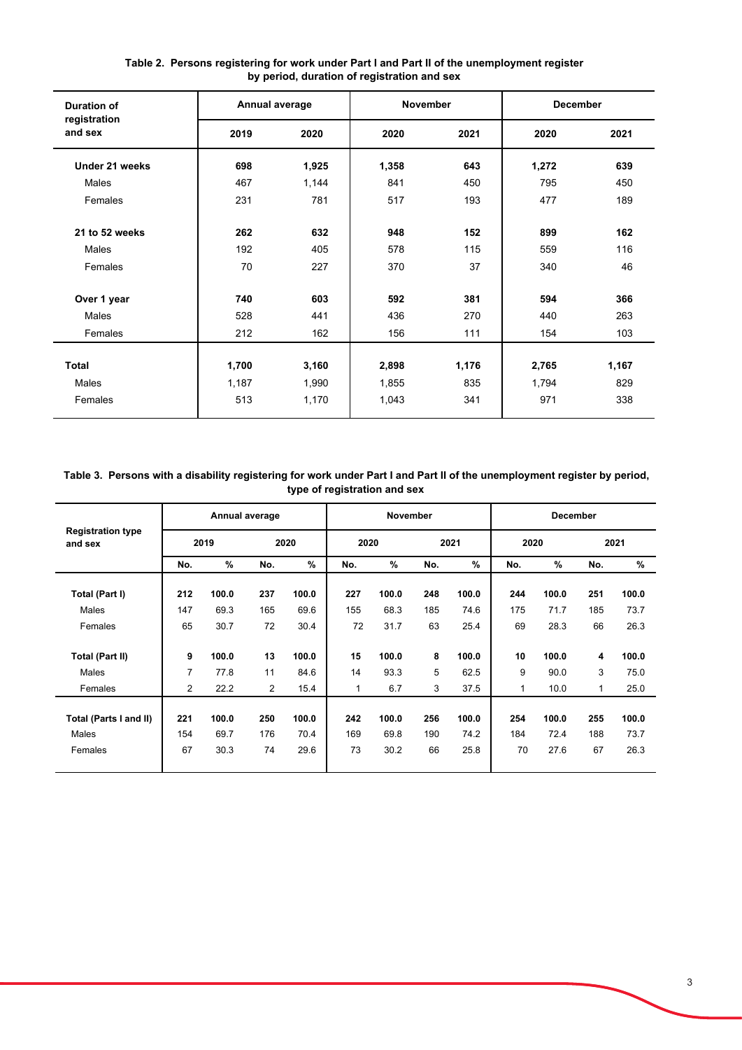**Table 2. Persons registering for work under Part I and Part II of the unemployment register by period, duration of registration and sex**

| Duration of registration and sex | Annual average | | November | | December | |
|---|---|---|---|---|---|---|
| | 2019 | 2020 | 2020 | 2021 | 2020 | 2021 |
| **Under 21 weeks** | **698** | **1,925** | **1,358** | **643** | **1,272** | **639** |
| Males | 467 | 1,144 | 841 | 450 | 795 | 450 |
| Females | 231 | 781 | 517 | 193 | 477 | 189 |
| **21 to 52 weeks** | **262** | **632** | **948** | **152** | **899** | **162** |
| Males | 192 | 405 | 578 | 115 | 559 | 116 |
| Females | 70 | 227 | 370 | 37 | 340 | 46 |
| **Over 1 year** | **740** | **603** | **592** | **381** | **594** | **366** |
| Males | 528 | 441 | 436 | 270 | 440 | 263 |
| Females | 212 | 162 | 156 | 111 | 154 | 103 |
| **Total** | **1,700** | **3,160** | **2,898** | **1,176** | **2,765** | **1,167** |
| Males | 1,187 | 1,990 | 1,855 | 835 | 1,794 | 829 |
| Females | 513 | 1,170 | 1,043 | 341 | 971 | 338 |

**Table 3. Persons with a disability registering for work under Part I and Part II of the unemployment register by period, type of registration and sex**

| Registration type and sex | Annual average | | | | November | | | | December | | | |
|---|---|---|---|---|---|---|---|---|---|---|---|---|
| | 2019 | | 2020 | | 2020 | | 2021 | | 2020 | | 2021 | |
| | No. | % | No. | % | No. | % | No. | % | No. | % | No. | % |
| **Total (Part I)** | **212** | **100.0** | **237** | **100.0** | **227** | **100.0** | **248** | **100.0** | **244** | **100.0** | **251** | **100.0** |
| Males | 147 | 69.3 | 165 | 69.6 | 155 | 68.3 | 185 | 74.6 | 175 | 71.7 | 185 | 73.7 |
| Females | 65 | 30.7 | 72 | 30.4 | 72 | 31.7 | 63 | 25.4 | 69 | 28.3 | 66 | 26.3 |
| **Total (Part II)** | **9** | **100.0** | **13** | **100.0** | **15** | **100.0** | **8** | **100.0** | **10** | **100.0** | **4** | **100.0** |
| Males | 7 | 77.8 | 11 | 84.6 | 14 | 93.3 | 5 | 62.5 | 9 | 90.0 | 3 | 75.0 |
| Females | 2 | 22.2 | 2 | 15.4 | 1 | 6.7 | 3 | 37.5 | 1 | 10.0 | 1 | 25.0 |
| **Total (Parts I and II)** | **221** | **100.0** | **250** | **100.0** | **242** | **100.0** | **256** | **100.0** | **254** | **100.0** | **255** | **100.0** |
| Males | 154 | 69.7 | 176 | 70.4 | 169 | 69.8 | 190 | 74.2 | 184 | 72.4 | 188 | 73.7 |
| Females | 67 | 30.3 | 74 | 29.6 | 73 | 30.2 | 66 | 25.8 | 70 | 27.6 | 67 | 26.3 |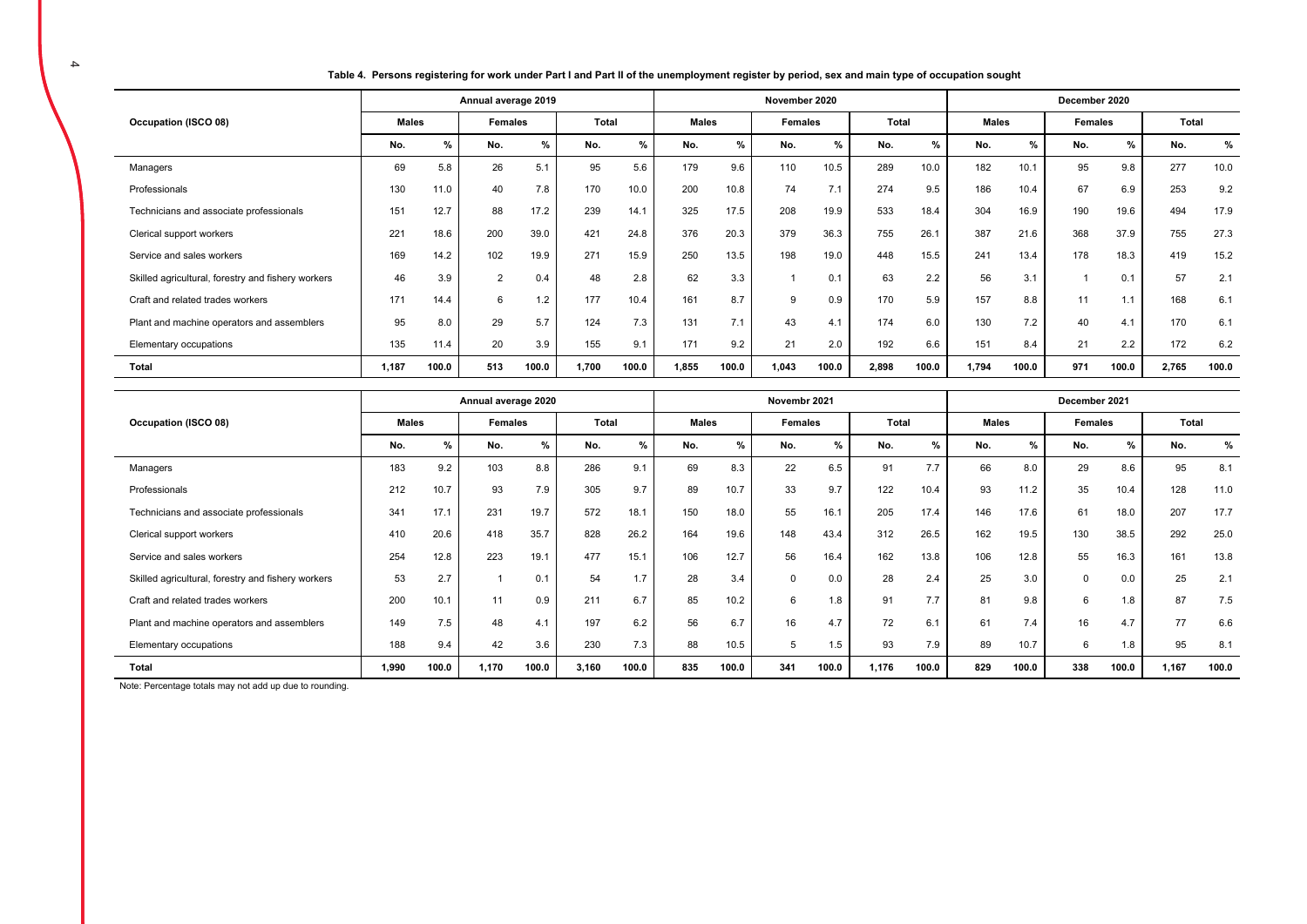**Table 4. Persons registering for work under Part I and Part II of the unemployment register by period, sex and main type of occupation sought**

| Occupation (ISCO 08) | Annual average 2019 | | | | | | November 2020 | | | | | | December 2020 | | | | | |
|---|---|---|---|---|---|---|---|---|---|---|---|---|---|---|---|---|---|---|
| | Males | | Females | | Total | | Males | | Females | | Total | | Males | | Females | | Total | |
| | No. | % | No. | % | No. | % | No. | % | No. | % | No. | % | No. | % | No. | % | No. | % |
| Managers | 69 | 5.8 | 26 | 5.1 | 95 | 5.6 | 179 | 9.6 | 110 | 10.5 | 289 | 10.0 | 182 | 10.1 | 95 | 9.8 | 277 | 10.0 |
| Professionals | 130 | 11.0 | 40 | 7.8 | 170 | 10.0 | 200 | 10.8 | 74 | 7.1 | 274 | 9.5 | 186 | 10.4 | 67 | 6.9 | 253 | 9.2 |
| Technicians and associate professionals | 151 | 12.7 | 88 | 17.2 | 239 | 14.1 | 325 | 17.5 | 208 | 19.9 | 533 | 18.4 | 304 | 16.9 | 190 | 19.6 | 494 | 17.9 |
| Clerical support workers | 221 | 18.6 | 200 | 39.0 | 421 | 24.8 | 376 | 20.3 | 379 | 36.3 | 755 | 26.1 | 387 | 21.6 | 368 | 37.9 | 755 | 27.3 |
| Service and sales workers | 169 | 14.2 | 102 | 19.9 | 271 | 15.9 | 250 | 13.5 | 198 | 19.0 | 448 | 15.5 | 241 | 13.4 | 178 | 18.3 | 419 | 15.2 |
| Skilled agricultural, forestry and fishery workers | 46 | 3.9 | 2 | 0.4 | 48 | 2.8 | 62 | 3.3 | 1 | 0.1 | 63 | 2.2 | 56 | 3.1 | 1 | 0.1 | 57 | 2.1 |
| Craft and related trades workers | 171 | 14.4 | 6 | 1.2 | 177 | 10.4 | 161 | 8.7 | 9 | 0.9 | 170 | 5.9 | 157 | 8.8 | 11 | 1.1 | 168 | 6.1 |
| Plant and machine operators and assemblers | 95 | 8.0 | 29 | 5.7 | 124 | 7.3 | 131 | 7.1 | 43 | 4.1 | 174 | 6.0 | 130 | 7.2 | 40 | 4.1 | 170 | 6.1 |
| Elementary occupations | 135 | 11.4 | 20 | 3.9 | 155 | 9.1 | 171 | 9.2 | 21 | 2.0 | 192 | 6.6 | 151 | 8.4 | 21 | 2.2 | 172 | 6.2 |
| **Total** | **1,187** | **100.0** | **513** | **100.0** | **1,700** | **100.0** | **1,855** | **100.0** | **1,043** | **100.0** | **2,898** | **100.0** | **1,794** | **100.0** | **971** | **100.0** | **2,765** | **100.0** |

| Occupation (ISCO 08) | Annual average 2020 | | | | | | Novembr 2021 | | | | | | December 2021 | | | | | |
|---|---|---|---|---|---|---|---|---|---|---|---|---|---|---|---|---|---|---|
| | Males | | Females | | Total | | Males | | Females | | Total | | Males | | Females | | Total | |
| | No. | % | No. | % | No. | % | No. | % | No. | % | No. | % | No. | % | No. | % | No. | % |
| Managers | 183 | 9.2 | 103 | 8.8 | 286 | 9.1 | 69 | 8.3 | 22 | 6.5 | 91 | 7.7 | 66 | 8.0 | 29 | 8.6 | 95 | 8.1 |
| Professionals | 212 | 10.7 | 93 | 7.9 | 305 | 9.7 | 89 | 10.7 | 33 | 9.7 | 122 | 10.4 | 93 | 11.2 | 35 | 10.4 | 128 | 11.0 |
| Technicians and associate professionals | 341 | 17.1 | 231 | 19.7 | 572 | 18.1 | 150 | 18.0 | 55 | 16.1 | 205 | 17.4 | 146 | 17.6 | 61 | 18.0 | 207 | 17.7 |
| Clerical support workers | 410 | 20.6 | 418 | 35.7 | 828 | 26.2 | 164 | 19.6 | 148 | 43.4 | 312 | 26.5 | 162 | 19.5 | 130 | 38.5 | 292 | 25.0 |
| Service and sales workers | 254 | 12.8 | 223 | 19.1 | 477 | 15.1 | 106 | 12.7 | 56 | 16.4 | 162 | 13.8 | 106 | 12.8 | 55 | 16.3 | 161 | 13.8 |
| Skilled agricultural, forestry and fishery workers | 53 | 2.7 | 1 | 0.1 | 54 | 1.7 | 28 | 3.4 | 0 | 0.0 | 28 | 2.4 | 25 | 3.0 | 0 | 0.0 | 25 | 2.1 |
| Craft and related trades workers | 200 | 10.1 | 11 | 0.9 | 211 | 6.7 | 85 | 10.2 | 6 | 1.8 | 91 | 7.7 | 81 | 9.8 | 6 | 1.8 | 87 | 7.5 |
| Plant and machine operators and assemblers | 149 | 7.5 | 48 | 4.1 | 197 | 6.2 | 56 | 6.7 | 16 | 4.7 | 72 | 6.1 | 61 | 7.4 | 16 | 4.7 | 77 | 6.6 |
| Elementary occupations | 188 | 9.4 | 42 | 3.6 | 230 | 7.3 | 88 | 10.5 | 5 | 1.5 | 93 | 7.9 | 89 | 10.7 | 6 | 1.8 | 95 | 8.1 |
| **Total** | **1,990** | **100.0** | **1,170** | **100.0** | **3,160** | **100.0** | **835** | **100.0** | **341** | **100.0** | **1,176** | **100.0** | **829** | **100.0** | **338** | **100.0** | **1,167** | **100.0** |

Note: Percentage totals may not add up due to rounding.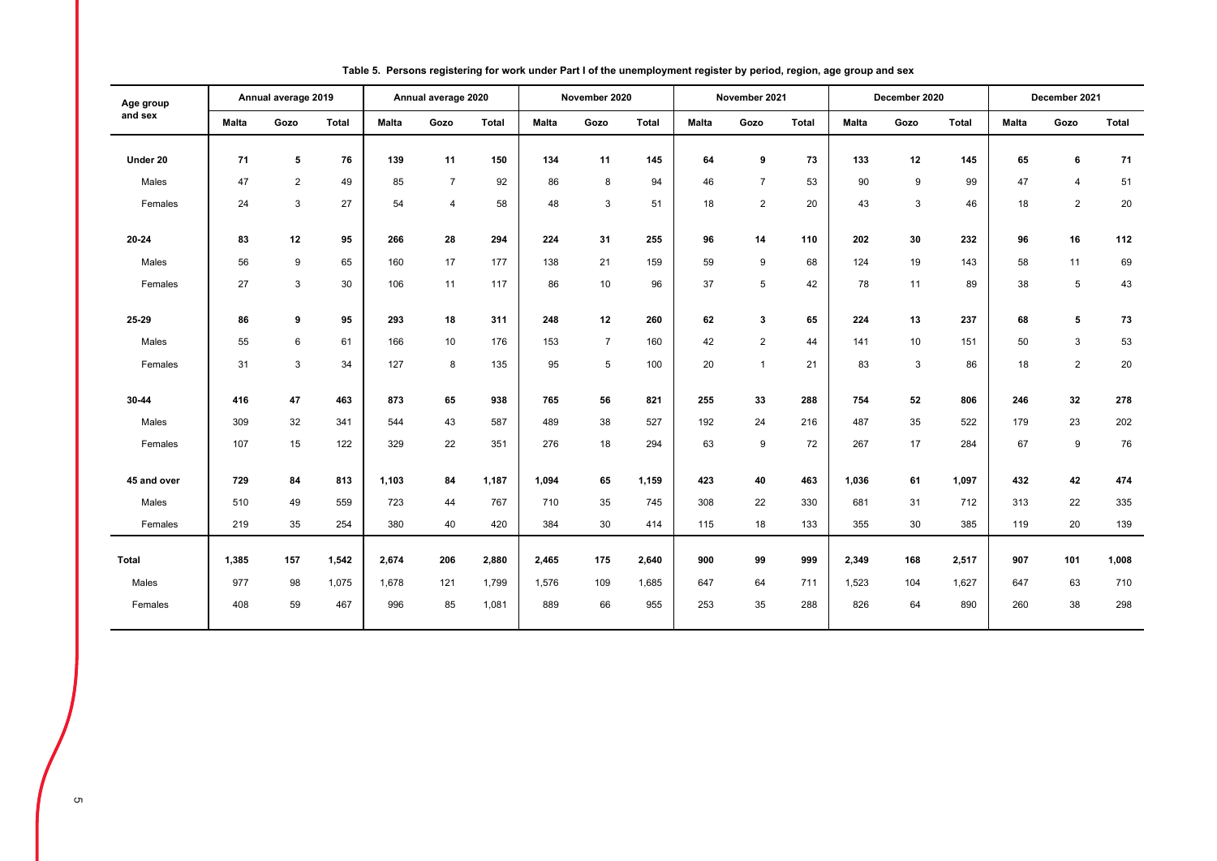**Table 5. Persons registering for work under Part I of the unemployment register by period, region, age group and sex**

| Age group and sex | Annual average 2019 | | | Annual average 2020 | | | November 2020 | | | November 2021 | | | December 2020 | | | December 2021 | | |
|---|---|---|---|---|---|---|---|---|---|---|---|---|---|---|---|---|---|---|
| | Malta | Gozo | Total | Malta | Gozo | Total | Malta | Gozo | Total | Malta | Gozo | Total | Malta | Gozo | Total | Malta | Gozo | Total |
| **Under 20** | **71** | **5** | **76** | **139** | **11** | **150** | **134** | **11** | **145** | **64** | **9** | **73** | **133** | **12** | **145** | **65** | **6** | **71** |
| Males | 47 | 2 | 49 | 85 | 7 | 92 | 86 | 8 | 94 | 46 | 7 | 53 | 90 | 9 | 99 | 47 | 4 | 51 |
| Females | 24 | 3 | 27 | 54 | 4 | 58 | 48 | 3 | 51 | 18 | 2 | 20 | 43 | 3 | 46 | 18 | 2 | 20 |
| **20-24** | **83** | **12** | **95** | **266** | **28** | **294** | **224** | **31** | **255** | **96** | **14** | **110** | **202** | **30** | **232** | **96** | **16** | **112** |
| Males | 56 | 9 | 65 | 160 | 17 | 177 | 138 | 21 | 159 | 59 | 9 | 68 | 124 | 19 | 143 | 58 | 11 | 69 |
| Females | 27 | 3 | 30 | 106 | 11 | 117 | 86 | 10 | 96 | 37 | 5 | 42 | 78 | 11 | 89 | 38 | 5 | 43 |
| **25-29** | **86** | **9** | **95** | **293** | **18** | **311** | **248** | **12** | **260** | **62** | **3** | **65** | **224** | **13** | **237** | **68** | **5** | **73** |
| Males | 55 | 6 | 61 | 166 | 10 | 176 | 153 | 7 | 160 | 42 | 2 | 44 | 141 | 10 | 151 | 50 | 3 | 53 |
| Females | 31 | 3 | 34 | 127 | 8 | 135 | 95 | 5 | 100 | 20 | 1 | 21 | 83 | 3 | 86 | 18 | 2 | 20 |
| **30-44** | **416** | **47** | **463** | **873** | **65** | **938** | **765** | **56** | **821** | **255** | **33** | **288** | **754** | **52** | **806** | **246** | **32** | **278** |
| Males | 309 | 32 | 341 | 544 | 43 | 587 | 489 | 38 | 527 | 192 | 24 | 216 | 487 | 35 | 522 | 179 | 23 | 202 |
| Females | 107 | 15 | 122 | 329 | 22 | 351 | 276 | 18 | 294 | 63 | 9 | 72 | 267 | 17 | 284 | 67 | 9 | 76 |
| **45 and over** | **729** | **84** | **813** | **1,103** | **84** | **1,187** | **1,094** | **65** | **1,159** | **423** | **40** | **463** | **1,036** | **61** | **1,097** | **432** | **42** | **474** |
| Males | 510 | 49 | 559 | 723 | 44 | 767 | 710 | 35 | 745 | 308 | 22 | 330 | 681 | 31 | 712 | 313 | 22 | 335 |
| Females | 219 | 35 | 254 | 380 | 40 | 420 | 384 | 30 | 414 | 115 | 18 | 133 | 355 | 30 | 385 | 119 | 20 | 139 |
| **Total** | **1,385** | **157** | **1,542** | **2,674** | **206** | **2,880** | **2,465** | **175** | **2,640** | **900** | **99** | **999** | **2,349** | **168** | **2,517** | **907** | **101** | **1,008** |
| Males | 977 | 98 | 1,075 | 1,678 | 121 | 1,799 | 1,576 | 109 | 1,685 | 647 | 64 | 711 | 1,523 | 104 | 1,627 | 647 | 63 | 710 |
| Females | 408 | 59 | 467 | 996 | 85 | 1,081 | 889 | 66 | 955 | 253 | 35 | 288 | 826 | 64 | 890 | 260 | 38 | 298 |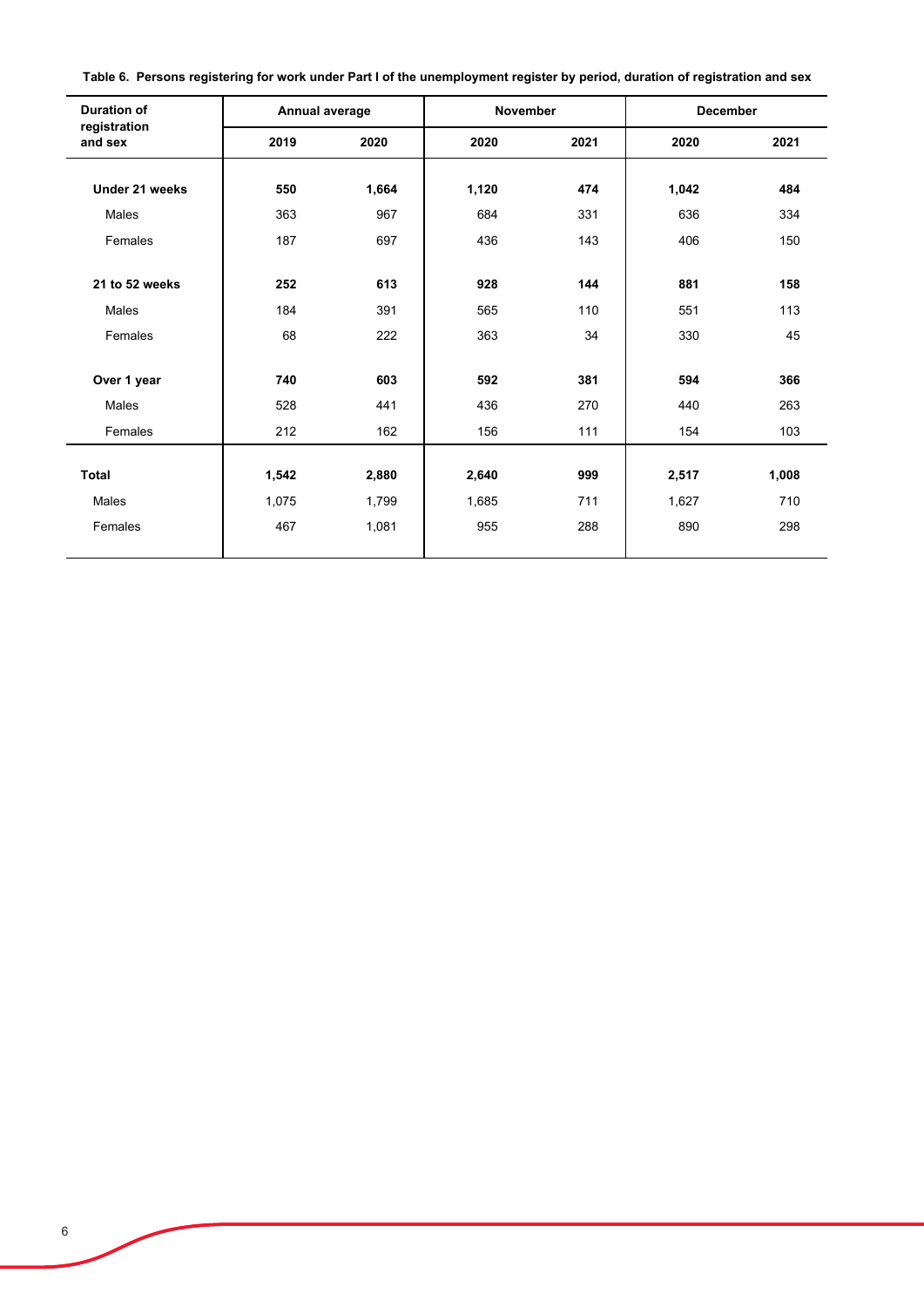**Table 6. Persons registering for work under Part I of the unemployment register by period, duration of registration and sex**

| Duration of registration and sex | Annual average | | November | | December | |
|---|---|---|---|---|---|---|
| | 2019 | 2020 | 2020 | 2021 | 2020 | 2021 |
| **Under 21 weeks** | **550** | **1,664** | **1,120** | **474** | **1,042** | **484** |
| Males | 363 | 967 | 684 | 331 | 636 | 334 |
| Females | 187 | 697 | 436 | 143 | 406 | 150 |
| **21 to 52 weeks** | **252** | **613** | **928** | **144** | **881** | **158** |
| Males | 184 | 391 | 565 | 110 | 551 | 113 |
| Females | 68 | 222 | 363 | 34 | 330 | 45 |
| **Over 1 year** | **740** | **603** | **592** | **381** | **594** | **366** |
| Males | 528 | 441 | 436 | 270 | 440 | 263 |
| Females | 212 | 162 | 156 | 111 | 154 | 103 |
| **Total** | **1,542** | **2,880** | **2,640** | **999** | **2,517** | **1,008** |
| Males | 1,075 | 1,799 | 1,685 | 711 | 1,627 | 710 |
| Females | 467 | 1,081 | 955 | 288 | 890 | 298 |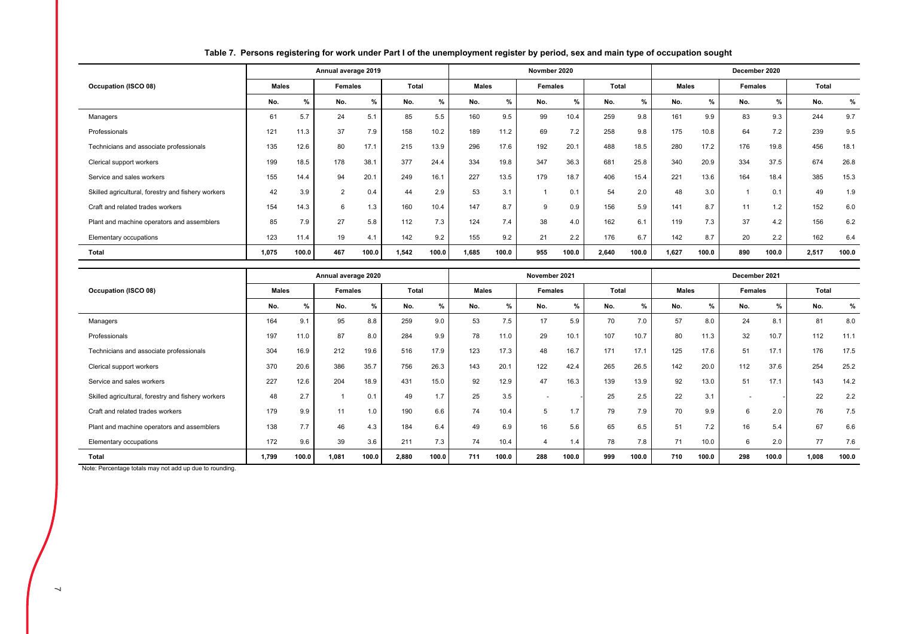**Table 7. Persons registering for work under Part I of the unemployment register by period, sex and main type of occupation sought**

| Occupation (ISCO 08) | Annual average 2019 | | | | | | Novmber 2020 | | | | | | December 2020 | | | | | |
|---|---|---|---|---|---|---|---|---|---|---|---|---|---|---|---|---|---|---|
| | Males | | Females | | Total | | Males | | Females | | Total | | Males | | Females | | Total | |
| | No. | % | No. | % | No. | % | No. | % | No. | % | No. | % | No. | % | No. | % | No. | % |
| Managers | 61 | 5.7 | 24 | 5.1 | 85 | 5.5 | 160 | 9.5 | 99 | 10.4 | 259 | 9.8 | 161 | 9.9 | 83 | 9.3 | 244 | 9.7 |
| Professionals | 121 | 11.3 | 37 | 7.9 | 158 | 10.2 | 189 | 11.2 | 69 | 7.2 | 258 | 9.8 | 175 | 10.8 | 64 | 7.2 | 239 | 9.5 |
| Technicians and associate professionals | 135 | 12.6 | 80 | 17.1 | 215 | 13.9 | 296 | 17.6 | 192 | 20.1 | 488 | 18.5 | 280 | 17.2 | 176 | 19.8 | 456 | 18.1 |
| Clerical support workers | 199 | 18.5 | 178 | 38.1 | 377 | 24.4 | 334 | 19.8 | 347 | 36.3 | 681 | 25.8 | 340 | 20.9 | 334 | 37.5 | 674 | 26.8 |
| Service and sales workers | 155 | 14.4 | 94 | 20.1 | 249 | 16.1 | 227 | 13.5 | 179 | 18.7 | 406 | 15.4 | 221 | 13.6 | 164 | 18.4 | 385 | 15.3 |
| Skilled agricultural, forestry and fishery workers | 42 | 3.9 | 2 | 0.4 | 44 | 2.9 | 53 | 3.1 | 1 | 0.1 | 54 | 2.0 | 48 | 3.0 | 1 | 0.1 | 49 | 1.9 |
| Craft and related trades workers | 154 | 14.3 | 6 | 1.3 | 160 | 10.4 | 147 | 8.7 | 9 | 0.9 | 156 | 5.9 | 141 | 8.7 | 11 | 1.2 | 152 | 6.0 |
| Plant and machine operators and assemblers | 85 | 7.9 | 27 | 5.8 | 112 | 7.3 | 124 | 7.4 | 38 | 4.0 | 162 | 6.1 | 119 | 7.3 | 37 | 4.2 | 156 | 6.2 |
| Elementary occupations | 123 | 11.4 | 19 | 4.1 | 142 | 9.2 | 155 | 9.2 | 21 | 2.2 | 176 | 6.7 | 142 | 8.7 | 20 | 2.2 | 162 | 6.4 |
| **Total** | **1,075** | **100.0** | **467** | **100.0** | **1,542** | **100.0** | **1,685** | **100.0** | **955** | **100.0** | **2,640** | **100.0** | **1,627** | **100.0** | **890** | **100.0** | **2,517** | **100.0** |

| Occupation (ISCO 08) | Annual average 2020 | | | | | | November 2021 | | | | | | December 2021 | | | | | |
|---|---|---|---|---|---|---|---|---|---|---|---|---|---|---|---|---|---|---|
| | Males | | Females | | Total | | Males | | Females | | Total | | Males | | Females | | Total | |
| | No. | % | No. | % | No. | % | No. | % | No. | % | No. | % | No. | % | No. | % | No. | % |
| Managers | 164 | 9.1 | 95 | 8.8 | 259 | 9.0 | 53 | 7.5 | 17 | 5.9 | 70 | 7.0 | 57 | 8.0 | 24 | 8.1 | 81 | 8.0 |
| Professionals | 197 | 11.0 | 87 | 8.0 | 284 | 9.9 | 78 | 11.0 | 29 | 10.1 | 107 | 10.7 | 80 | 11.3 | 32 | 10.7 | 112 | 11.1 |
| Technicians and associate professionals | 304 | 16.9 | 212 | 19.6 | 516 | 17.9 | 123 | 17.3 | 48 | 16.7 | 171 | 17.1 | 125 | 17.6 | 51 | 17.1 | 176 | 17.5 |
| Clerical support workers | 370 | 20.6 | 386 | 35.7 | 756 | 26.3 | 143 | 20.1 | 122 | 42.4 | 265 | 26.5 | 142 | 20.0 | 112 | 37.6 | 254 | 25.2 |
| Service and sales workers | 227 | 12.6 | 204 | 18.9 | 431 | 15.0 | 92 | 12.9 | 47 | 16.3 | 139 | 13.9 | 92 | 13.0 | 51 | 17.1 | 143 | 14.2 |
| Skilled agricultural, forestry and fishery workers | 48 | 2.7 | 1 | 0.1 | 49 | 1.7 | 25 | 3.5 | - | - | 25 | 2.5 | 22 | 3.1 | - | - | 22 | 2.2 |
| Craft and related trades workers | 179 | 9.9 | 11 | 1.0 | 190 | 6.6 | 74 | 10.4 | 5 | 1.7 | 79 | 7.9 | 70 | 9.9 | 6 | 2.0 | 76 | 7.5 |
| Plant and machine operators and assemblers | 138 | 7.7 | 46 | 4.3 | 184 | 6.4 | 49 | 6.9 | 16 | 5.6 | 65 | 6.5 | 51 | 7.2 | 16 | 5.4 | 67 | 6.6 |
| Elementary occupations | 172 | 9.6 | 39 | 3.6 | 211 | 7.3 | 74 | 10.4 | 4 | 1.4 | 78 | 7.8 | 71 | 10.0 | 6 | 2.0 | 77 | 7.6 |
| **Total** | **1,799** | **100.0** | **1,081** | **100.0** | **2,880** | **100.0** | **711** | **100.0** | **288** | **100.0** | **999** | **100.0** | **710** | **100.0** | **298** | **100.0** | **1,008** | **100.0** |

Note: Percentage totals may not add up due to rounding.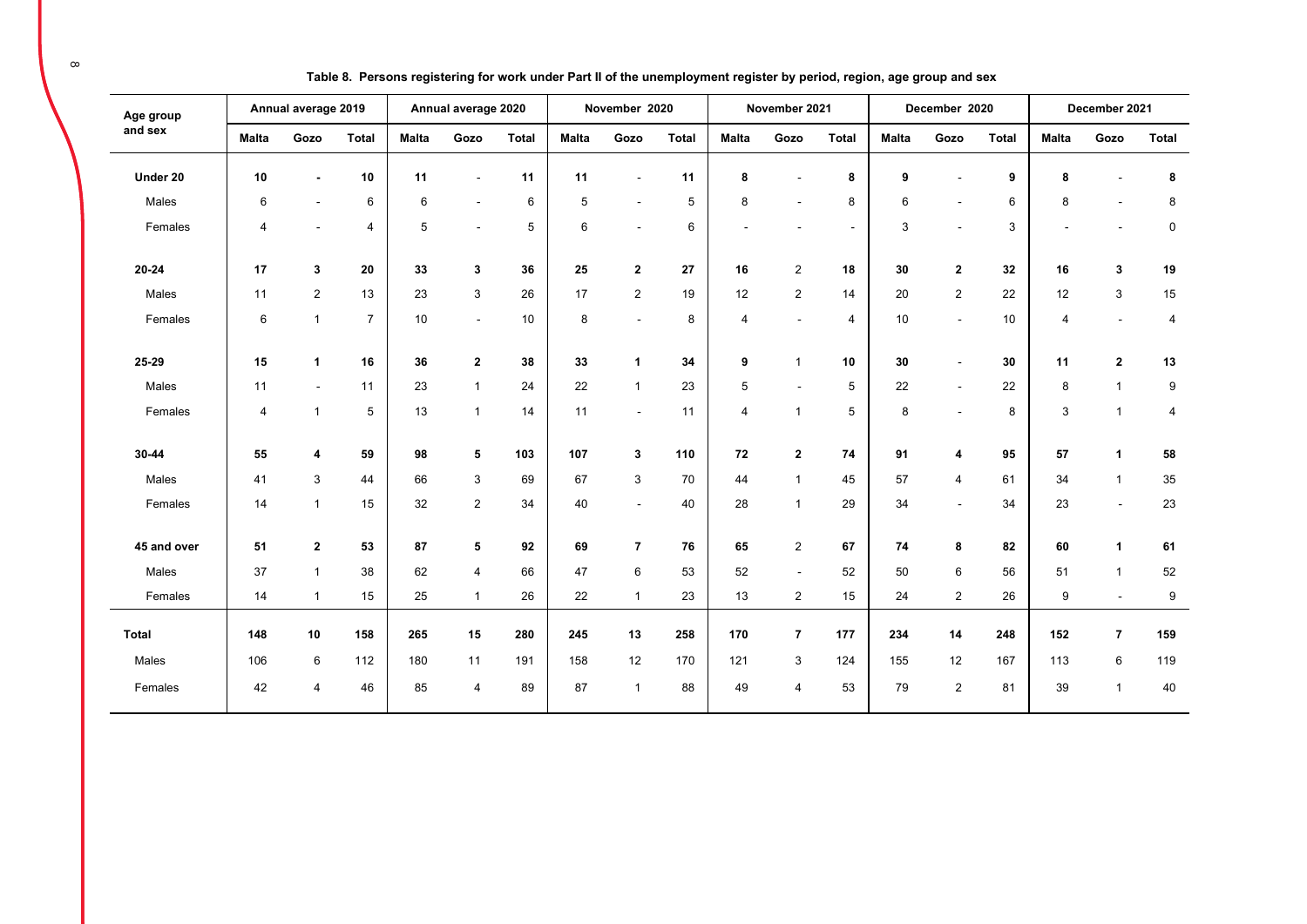**Table 8. Persons registering for work under Part II of the unemployment register by period, region, age group and sex**

| Age group and sex | Annual average 2019 | | | Annual average 2020 | | | November 2020 | | | November 2021 | | | December 2020 | | | December 2021 | | |
|---|---|---|---|---|---|---|---|---|---|---|---|---|---|---|---|---|---|---|
| | Malta | Gozo | Total | Malta | Gozo | Total | Malta | Gozo | Total | Malta | Gozo | Total | Malta | Gozo | Total | Malta | Gozo | Total |
| **Under 20** | **10** | **-** | **10** | **11** | - | **11** | **11** | - | **11** | **8** | - | **8** | **9** | - | **9** | **8** | - | **8** |
| Males | 6 | - | 6 | 6 | - | 6 | 5 | - | 5 | 8 | - | 8 | 6 | - | 6 | 8 | - | 8 |
| Females | 4 | - | 4 | 5 | - | 5 | 6 | - | 6 | - | - | - | 3 | - | 3 | - | - | 0 |
| **20-24** | **17** | **3** | **20** | **33** | **3** | **36** | **25** | **2** | **27** | **16** | 2 | **18** | **30** | **2** | **32** | **16** | **3** | **19** |
| Males | 11 | 2 | 13 | 23 | 3 | 26 | 17 | 2 | 19 | 12 | 2 | 14 | 20 | 2 | 22 | 12 | 3 | 15 |
| Females | 6 | 1 | 7 | 10 | - | 10 | 8 | - | 8 | 4 | - | 4 | 10 | - | 10 | 4 | - | 4 |
| **25-29** | **15** | **1** | **16** | **36** | **2** | **38** | **33** | **1** | **34** | **9** | 1 | **10** | **30** | - | **30** | **11** | **2** | **13** |
| Males | 11 | - | 11 | 23 | 1 | 24 | 22 | 1 | 23 | 5 | - | 5 | 22 | - | 22 | 8 | 1 | 9 |
| Females | 4 | 1 | 5 | 13 | 1 | 14 | 11 | - | 11 | 4 | 1 | 5 | 8 | - | 8 | 3 | 1 | 4 |
| **30-44** | **55** | **4** | **59** | **98** | **5** | **103** | **107** | **3** | **110** | **72** | **2** | **74** | **91** | **4** | **95** | **57** | **1** | **58** |
| Males | 41 | 3 | 44 | 66 | 3 | 69 | 67 | 3 | 70 | 44 | 1 | 45 | 57 | 4 | 61 | 34 | 1 | 35 |
| Females | 14 | 1 | 15 | 32 | 2 | 34 | 40 | - | 40 | 28 | 1 | 29 | 34 | - | 34 | 23 | - | 23 |
| **45 and over** | **51** | **2** | **53** | **87** | **5** | **92** | **69** | **7** | **76** | **65** | 2 | **67** | **74** | **8** | **82** | **60** | **1** | **61** |
| Males | 37 | 1 | 38 | 62 | 4 | 66 | 47 | 6 | 53 | 52 | - | 52 | 50 | 6 | 56 | 51 | 1 | 52 |
| Females | 14 | 1 | 15 | 25 | 1 | 26 | 22 | 1 | 23 | 13 | 2 | 15 | 24 | 2 | 26 | 9 | - | 9 |
| **Total** | **148** | **10** | **158** | **265** | **15** | **280** | **245** | **13** | **258** | **170** | **7** | **177** | **234** | **14** | **248** | **152** | **7** | **159** |
| Males | 106 | 6 | 112 | 180 | 11 | 191 | 158 | 12 | 170 | 121 | 3 | 124 | 155 | 12 | 167 | 113 | 6 | 119 |
| Females | 42 | 4 | 46 | 85 | 4 | 89 | 87 | 1 | 88 | 49 | 4 | 53 | 79 | 2 | 81 | 39 | 1 | 40 |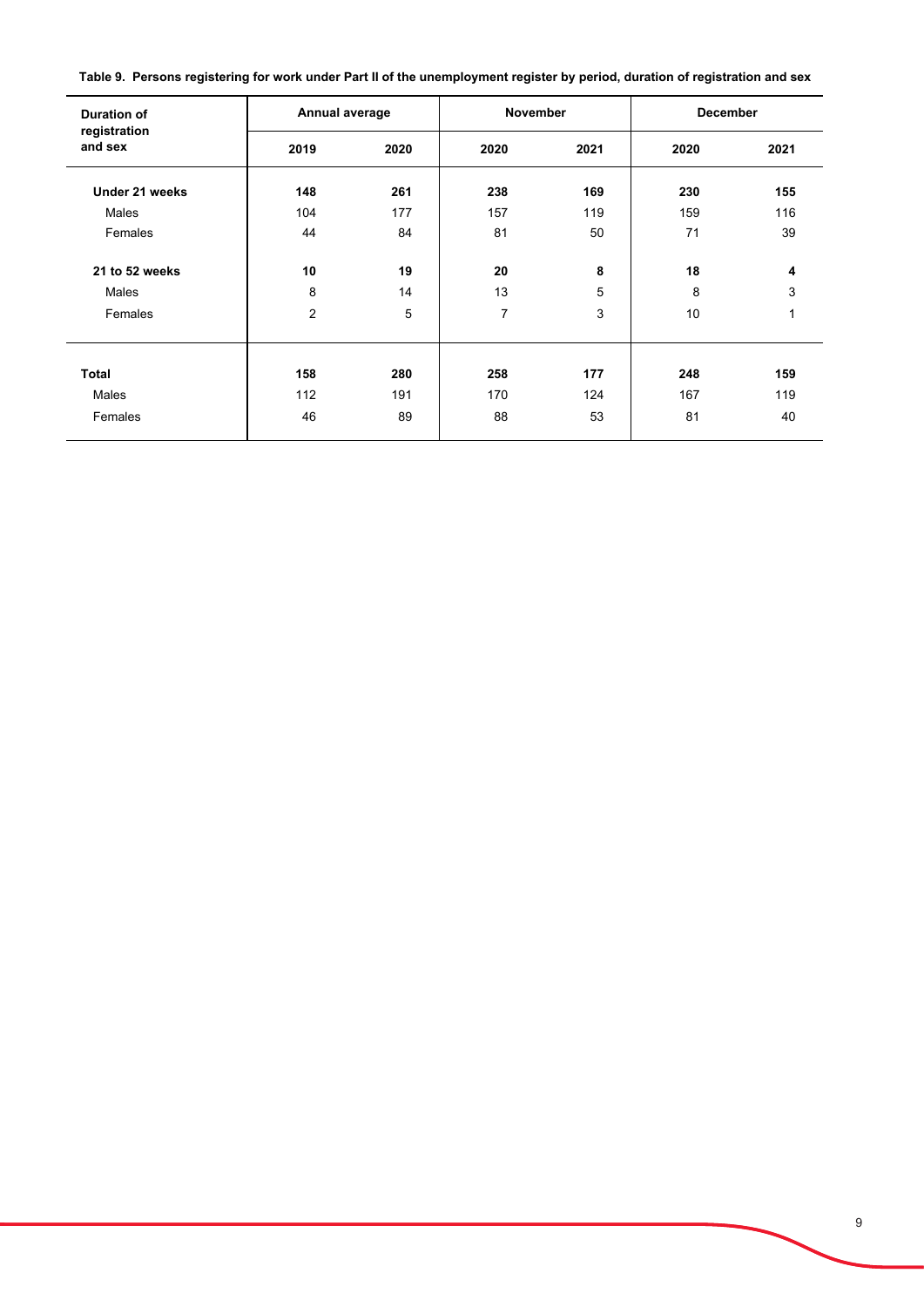**Table 9. Persons registering for work under Part II of the unemployment register by period, duration of registration and sex**

| Duration of registration and sex | Annual average | | November | | December | |
|---|---|---|---|---|---|---|
| | 2019 | 2020 | 2020 | 2021 | 2020 | 2021 |
| **Under 21 weeks** | **148** | **261** | **238** | **169** | **230** | **155** |
| Males | 104 | 177 | 157 | 119 | 159 | 116 |
| Females | 44 | 84 | 81 | 50 | 71 | 39 |
| **21 to 52 weeks** | **10** | **19** | **20** | **8** | **18** | **4** |
| Males | 8 | 14 | 13 | 5 | 8 | 3 |
| Females | 2 | 5 | 7 | 3 | 10 | 1 |
| **Total** | **158** | **280** | **258** | **177** | **248** | **159** |
| Males | 112 | 191 | 170 | 124 | 167 | 119 |
| Females | 46 | 89 | 88 | 53 | 81 | 40 |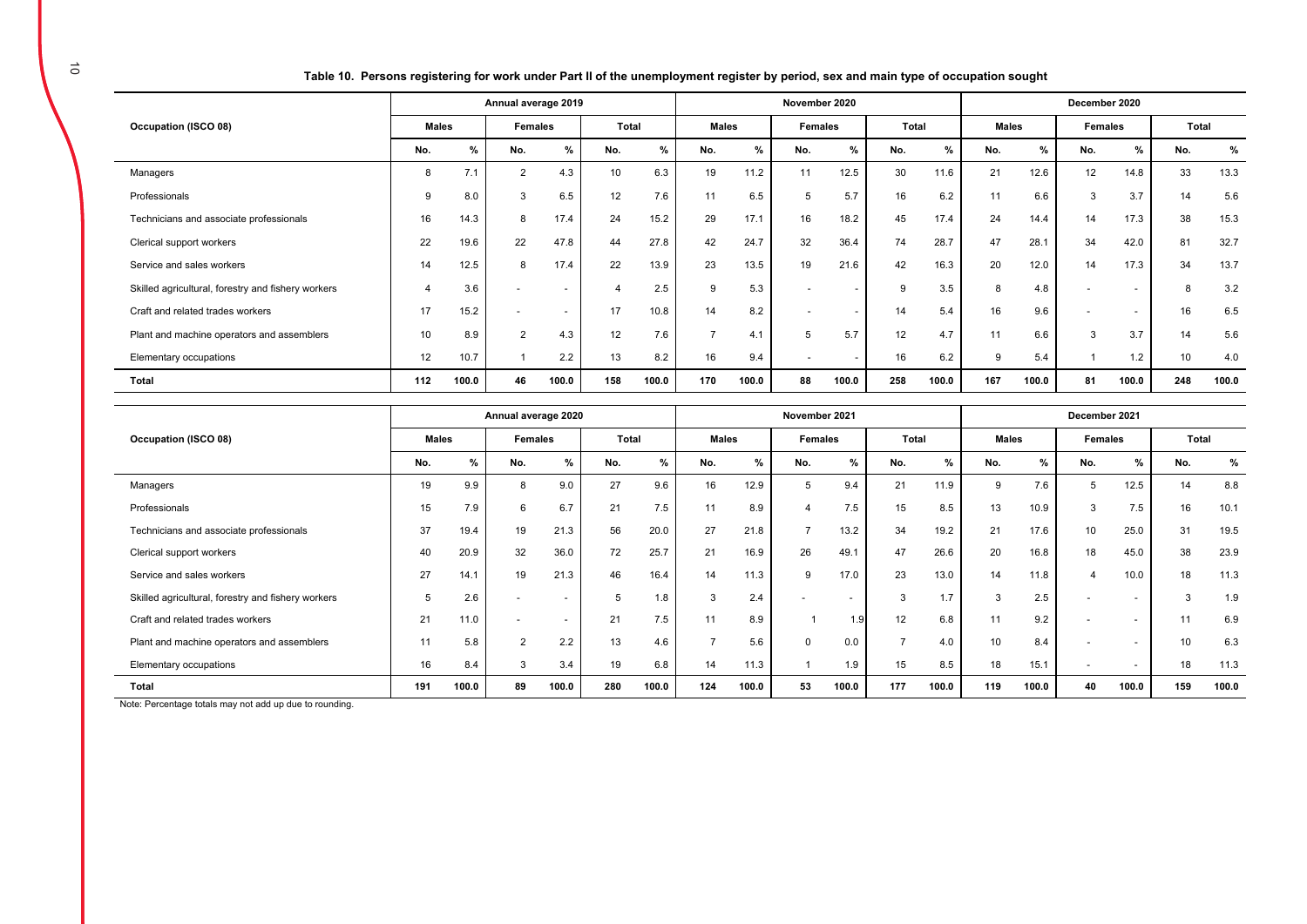**Table 10. Persons registering for work under Part II of the unemployment register by period, sex and main type of occupation sought**

| Occupation (ISCO 08) | Annual average 2019 | | | | | | November 2020 | | | | | | December 2020 | | | | | |
|---|---|---|---|---|---|---|---|---|---|---|---|---|---|---|---|---|---|---|
| | Males | | Females | | Total | | Males | | Females | | Total | | Males | | Females | | Total | |
| | No. | % | No. | % | No. | % | No. | % | No. | % | No. | % | No. | % | No. | % | No. | % |
| Managers | 8 | 7.1 | 2 | 4.3 | 10 | 6.3 | 19 | 11.2 | 11 | 12.5 | 30 | 11.6 | 21 | 12.6 | 12 | 14.8 | 33 | 13.3 |
| Professionals | 9 | 8.0 | 3 | 6.5 | 12 | 7.6 | 11 | 6.5 | 5 | 5.7 | 16 | 6.2 | 11 | 6.6 | 3 | 3.7 | 14 | 5.6 |
| Technicians and associate professionals | 16 | 14.3 | 8 | 17.4 | 24 | 15.2 | 29 | 17.1 | 16 | 18.2 | 45 | 17.4 | 24 | 14.4 | 14 | 17.3 | 38 | 15.3 |
| Clerical support workers | 22 | 19.6 | 22 | 47.8 | 44 | 27.8 | 42 | 24.7 | 32 | 36.4 | 74 | 28.7 | 47 | 28.1 | 34 | 42.0 | 81 | 32.7 |
| Service and sales workers | 14 | 12.5 | 8 | 17.4 | 22 | 13.9 | 23 | 13.5 | 19 | 21.6 | 42 | 16.3 | 20 | 12.0 | 14 | 17.3 | 34 | 13.7 |
| Skilled agricultural, forestry and fishery workers | 4 | 3.6 | - | - | 4 | 2.5 | 9 | 5.3 | - | - | 9 | 3.5 | 8 | 4.8 | - | - | 8 | 3.2 |
| Craft and related trades workers | 17 | 15.2 | - | - | 17 | 10.8 | 14 | 8.2 | - | - | 14 | 5.4 | 16 | 9.6 | - | - | 16 | 6.5 |
| Plant and machine operators and assemblers | 10 | 8.9 | 2 | 4.3 | 12 | 7.6 | 7 | 4.1 | 5 | 5.7 | 12 | 4.7 | 11 | 6.6 | 3 | 3.7 | 14 | 5.6 |
| Elementary occupations | 12 | 10.7 | 1 | 2.2 | 13 | 8.2 | 16 | 9.4 | - | - | 16 | 6.2 | 9 | 5.4 | 1 | 1.2 | 10 | 4.0 |
| **Total** | **112** | **100.0** | **46** | **100.0** | **158** | **100.0** | **170** | **100.0** | **88** | **100.0** | **258** | **100.0** | **167** | **100.0** | **81** | **100.0** | **248** | **100.0** |

| Occupation (ISCO 08) | Annual average 2020 | | | | | | November 2021 | | | | | | December 2021 | | | | | |
|---|---|---|---|---|---|---|---|---|---|---|---|---|---|---|---|---|---|---|
| | Males | | Females | | Total | | Males | | Females | | Total | | Males | | Females | | Total | |
| | No. | % | No. | % | No. | % | No. | % | No. | % | No. | % | No. | % | No. | % | No. | % |
| Managers | 19 | 9.9 | 8 | 9.0 | 27 | 9.6 | 16 | 12.9 | 5 | 9.4 | 21 | 11.9 | 9 | 7.6 | 5 | 12.5 | 14 | 8.8 |
| Professionals | 15 | 7.9 | 6 | 6.7 | 21 | 7.5 | 11 | 8.9 | 4 | 7.5 | 15 | 8.5 | 13 | 10.9 | 3 | 7.5 | 16 | 10.1 |
| Technicians and associate professionals | 37 | 19.4 | 19 | 21.3 | 56 | 20.0 | 27 | 21.8 | 7 | 13.2 | 34 | 19.2 | 21 | 17.6 | 10 | 25.0 | 31 | 19.5 |
| Clerical support workers | 40 | 20.9 | 32 | 36.0 | 72 | 25.7 | 21 | 16.9 | 26 | 49.1 | 47 | 26.6 | 20 | 16.8 | 18 | 45.0 | 38 | 23.9 |
| Service and sales workers | 27 | 14.1 | 19 | 21.3 | 46 | 16.4 | 14 | 11.3 | 9 | 17.0 | 23 | 13.0 | 14 | 11.8 | 4 | 10.0 | 18 | 11.3 |
| Skilled agricultural, forestry and fishery workers | 5 | 2.6 | - | - | 5 | 1.8 | 3 | 2.4 | - | - | 3 | 1.7 | 3 | 2.5 | - | - | 3 | 1.9 |
| Craft and related trades workers | 21 | 11.0 | - | - | 21 | 7.5 | 11 | 8.9 | 1 | 1.9 | 12 | 6.8 | 11 | 9.2 | - | - | 11 | 6.9 |
| Plant and machine operators and assemblers | 11 | 5.8 | 2 | 2.2 | 13 | 4.6 | 7 | 5.6 | 0 | 0.0 | 7 | 4.0 | 10 | 8.4 | - | - | 10 | 6.3 |
| Elementary occupations | 16 | 8.4 | 3 | 3.4 | 19 | 6.8 | 14 | 11.3 | 1 | 1.9 | 15 | 8.5 | 18 | 15.1 | - | - | 18 | 11.3 |
| **Total** | **191** | **100.0** | **89** | **100.0** | **280** | **100.0** | **124** | **100.0** | **53** | **100.0** | **177** | **100.0** | **119** | **100.0** | **40** | **100.0** | **159** | **100.0** |

Note: Percentage totals may not add up due to rounding.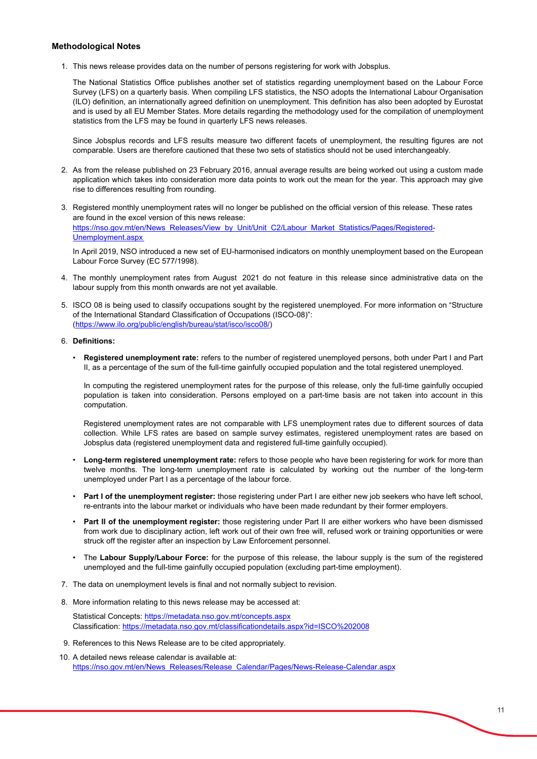### Methodological Notes

1. This news release provides data on the number of persons registering for work with Jobsplus.

   The National Statistics Office publishes another set of statistics regarding unemployment based on the Labour Force Survey (LFS) on a quarterly basis. When compiling LFS statistics, the NSO adopts the International Labour Organisation (ILO) definition, an internationally agreed definition on unemployment. This definition has also been adopted by Eurostat and is used by all EU Member States. More details regarding the methodology used for the compilation of unemployment statistics from the LFS may be found in quarterly LFS news releases.

   Since Jobsplus records and LFS results measure two different facets of unemployment, the resulting figures are not comparable. Users are therefore cautioned that these two sets of statistics should not be used interchangeably.

2. As from the release published on 23 February 2016, annual average results are being worked out using a custom made application which takes into consideration more data points to work out the mean for the year. This approach may give rise to differences resulting from rounding.

3. Registered monthly unemployment rates will no longer be published on the official version of this release. These rates are found in the excel version of this news release:
   https://nso.gov.mt/en/News_Releases/View_by_Unit/Unit_C2/Labour_Market_Statistics/Pages/Registered-Unemployment.aspx

   In April 2019, NSO introduced a new set of EU-harmonised indicators on monthly unemployment based on the European Labour Force Survey (EC 577/1998).

4. The monthly unemployment rates from August 2021 do not feature in this release since administrative data on the labour supply from this month onwards are not yet available.

5. ISCO 08 is being used to classify occupations sought by the registered unemployed. For more information on "Structure of the International Standard Classification of Occupations (ISCO-08)": (https://www.ilo.org/public/english/bureau/stat/isco/isco08/)

6. **Definitions:**

   - **Registered unemployment rate:** refers to the number of registered unemployed persons, both under Part I and Part II, as a percentage of the sum of the full-time gainfully occupied population and the total registered unemployed.

     In computing the registered unemployment rates for the purpose of this release, only the full-time gainfully occupied population is taken into consideration. Persons employed on a part-time basis are not taken into account in this computation.

     Registered unemployment rates are not comparable with LFS unemployment rates due to different sources of data collection. While LFS rates are based on sample survey estimates, registered unemployment rates are based on Jobsplus data (registered unemployment data and registered full-time gainfully occupied).

   - **Long-term registered unemployment rate:** refers to those people who have been registering for work for more than twelve months. The long-term unemployment rate is calculated by working out the number of the long-term unemployed under Part I as a percentage of the labour force.

   - **Part I of the unemployment register:** those registering under Part I are either new job seekers who have left school, re-entrants into the labour market or individuals who have been made redundant by their former employers.

   - **Part II of the unemployment register:** those registering under Part II are either workers who have been dismissed from work due to disciplinary action, left work out of their own free will, refused work or training opportunities or were struck off the register after an inspection by Law Enforcement personnel.

   - The **Labour Supply/Labour Force:** for the purpose of this release, the labour supply is the sum of the registered unemployed and the full-time gainfully occupied population (excluding part-time employment).

7. The data on unemployment levels is final and not normally subject to revision.

8. More information relating to this news release may be accessed at:

   Statistical Concepts: https://metadata.nso.gov.mt/concepts.aspx
   Classification: https://metadata.nso.gov.mt/classificationdetails.aspx?id=ISCO%202008

9. References to this News Release are to be cited appropriately.

10. A detailed news release calendar is available at:
    https://nso.gov.mt/en/News_Releases/Release_Calendar/Pages/News-Release-Calendar.aspx